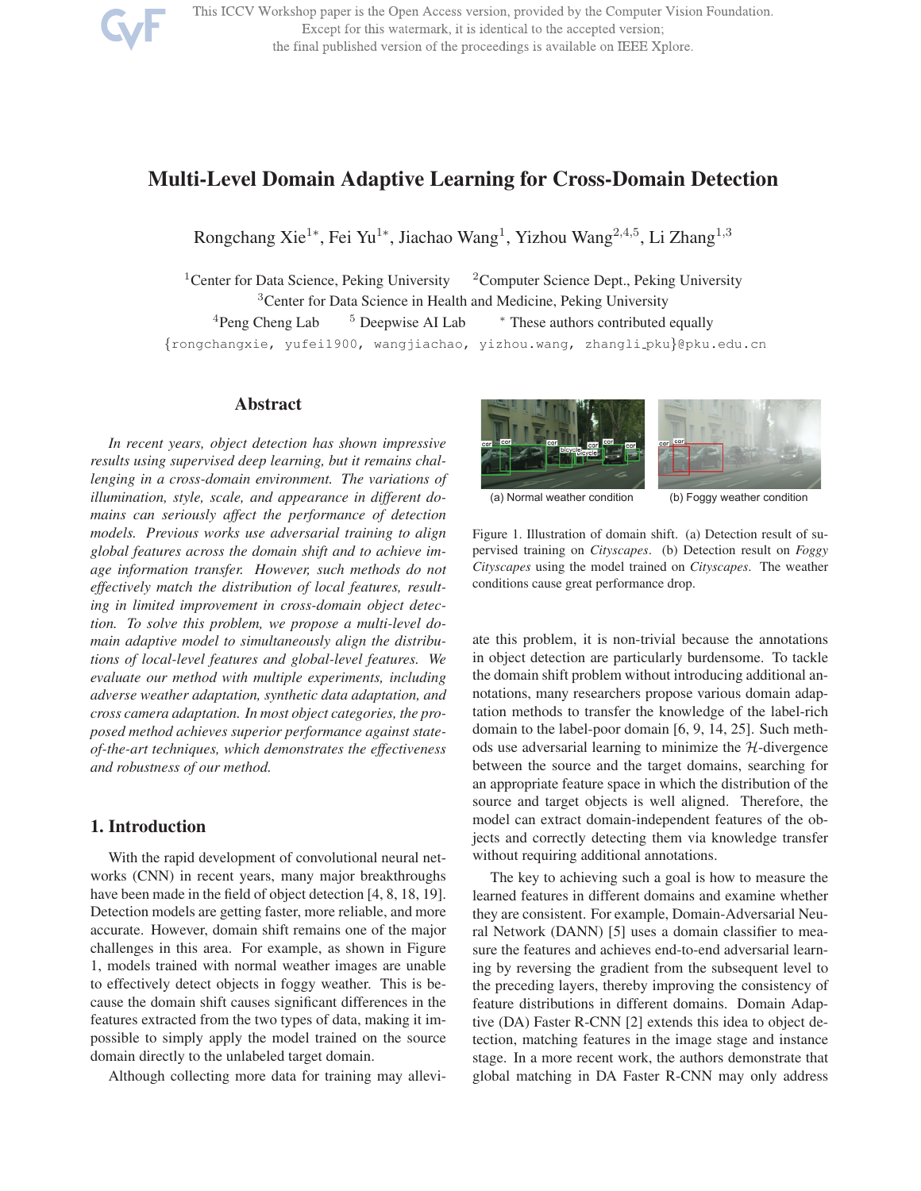# Multi-Level Domain Adaptive Learning for Cross-Domain Detection

Rongchang Xie[1*], Fei Yu[1*], Jiachao Wang[1], Yizhou Wang[2,4,5], Li Zhang[1,3]

[1]Center for Data Science, Peking University [2]Computer Science Dept., Peking University
[3]Center for Data Science in Health and Medicine, Peking University
[4]Peng Cheng Lab [5] Deepwise AI Lab * These authors contributed equally

{rongchangxie, yufei1900, wangjiachao, yizhou.wang, zhangli_pku}@pku.edu.cn

## Abstract

*In recent years, object detection has shown impressive results using supervised deep learning, but it remains challenging in a cross-domain environment. The variations of illumination, style, scale, and appearance in different domains can seriously affect the performance of detection models. Previous works use adversarial training to align global features across the domain shift and to achieve image information transfer. However, such methods do not effectively match the distribution of local features, resulting in limited improvement in cross-domain object detection. To solve this problem, we propose a multi-level domain adaptive model to simultaneously align the distributions of local-level features and global-level features. We evaluate our method with multiple experiments, including adverse weather adaptation, synthetic data adaptation, and cross camera adaptation. In most object categories, the proposed method achieves superior performance against state-of-the-art techniques, which demonstrates the effectiveness and robustness of our method.*

(a) Normal weather condition (b) Foggy weather condition

Figure 1. Illustration of domain shift. (a) Detection result of supervised training on *Cityscapes*. (b) Detection result on *Foggy Cityscapes* using the model trained on *Cityscapes*. The weather conditions cause great performance drop.

## 1. Introduction

With the rapid development of convolutional neural networks (CNN) in recent years, many major breakthroughs have been made in the field of object detection [4, 8, 18, 19]. Detection models are getting faster, more reliable, and more accurate. However, domain shift remains one of the major challenges in this area. For example, as shown in Figure 1, models trained with normal weather images are unable to effectively detect objects in foggy weather. This is because the domain shift causes significant differences in the features extracted from the two types of data, making it impossible to simply apply the model trained on the source domain directly to the unlabeled target domain.

Although collecting more data for training may alleviate this problem, it is non-trivial because the annotations in object detection are particularly burdensome. To tackle the domain shift problem without introducing additional annotations, many researchers propose various domain adaptation methods to transfer the knowledge of the label-rich domain to the label-poor domain [6, 9, 14, 25]. Such methods use adversarial learning to minimize the $\mathcal{H}$-divergence between the source and the target domains, searching for an appropriate feature space in which the distribution of the source and target objects is well aligned. Therefore, the model can extract domain-independent features of the objects and correctly detecting them via knowledge transfer without requiring additional annotations.

The key to achieving such a goal is how to measure the learned features in different domains and examine whether they are consistent. For example, Domain-Adversarial Neural Network (DANN) [5] uses a domain classifier to measure the features and achieves end-to-end adversarial learning by reversing the gradient from the subsequent level to the preceding layers, thereby improving the consistency of feature distributions in different domains. Domain Adaptive (DA) Faster R-CNN [2] extends this idea to object detection, matching features in the image stage and instance stage. In a more recent work, the authors demonstrate that global matching in DA Faster R-CNN may only address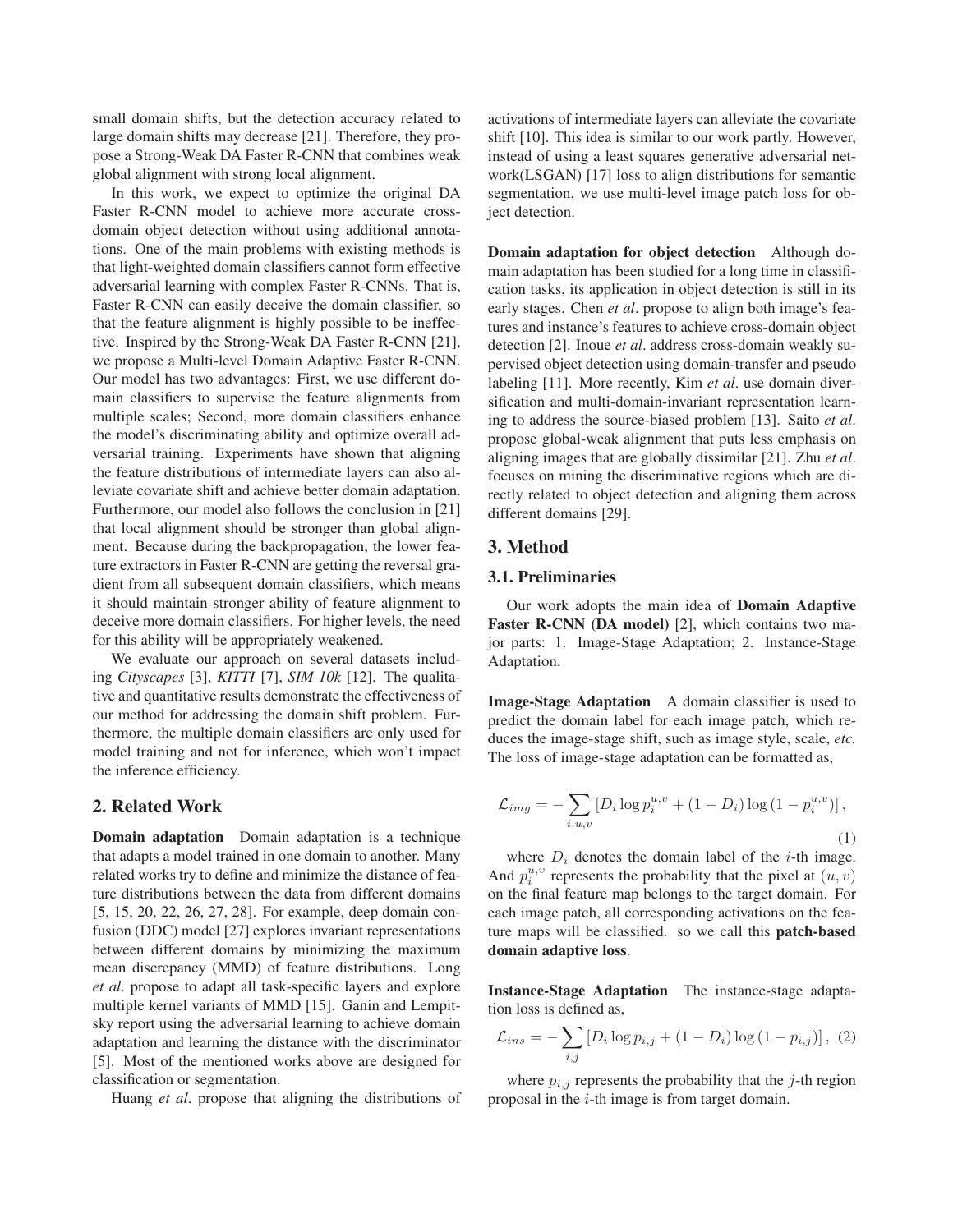small domain shifts, but the detection accuracy related to large domain shifts may decrease [21]. Therefore, they propose a Strong-Weak DA Faster R-CNN that combines weak global alignment with strong local alignment.

In this work, we expect to optimize the original DA Faster R-CNN model to achieve more accurate cross-domain object detection without using additional annotations. One of the main problems with existing methods is that light-weighted domain classifiers cannot form effective adversarial learning with complex Faster R-CNNs. That is, Faster R-CNN can easily deceive the domain classifier, so that the feature alignment is highly possible to be ineffective. Inspired by the Strong-Weak DA Faster R-CNN [21], we propose a Multi-level Domain Adaptive Faster R-CNN. Our model has two advantages: First, we use different domain classifiers to supervise the feature alignments from multiple scales; Second, more domain classifiers enhance the model's discriminating ability and optimize overall adversarial training. Experiments have shown that aligning the feature distributions of intermediate layers can also alleviate covariate shift and achieve better domain adaptation. Furthermore, our model also follows the conclusion in [21] that local alignment should be stronger than global alignment. Because during the backpropagation, the lower feature extractors in Faster R-CNN are getting the reversal gradient from all subsequent domain classifiers, which means it should maintain stronger ability of feature alignment to deceive more domain classifiers. For higher levels, the need for this ability will be appropriately weakened.

We evaluate our approach on several datasets including *Cityscapes* [3], *KITTI* [7], *SIM 10k* [12]. The qualitative and quantitative results demonstrate the effectiveness of our method for addressing the domain shift problem. Furthermore, the multiple domain classifiers are only used for model training and not for inference, which won't impact the inference efficiency.

## 2. Related Work

**Domain adaptation** Domain adaptation is a technique that adapts a model trained in one domain to another. Many related works try to define and minimize the distance of feature distributions between the data from different domains [5, 15, 20, 22, 26, 27, 28]. For example, deep domain confusion (DDC) model [27] explores invariant representations between different domains by minimizing the maximum mean discrepancy (MMD) of feature distributions. Long *et al*. propose to adapt all task-specific layers and explore multiple kernel variants of MMD [15]. Ganin and Lempitsky report using the adversarial learning to achieve domain adaptation and learning the distance with the discriminator [5]. Most of the mentioned works above are designed for classification or segmentation.

Huang *et al*. propose that aligning the distributions of activations of intermediate layers can alleviate the covariate shift [10]. This idea is similar to our work partly. However, instead of using a least squares generative adversarial network(LSGAN) [17] loss to align distributions for semantic segmentation, we use multi-level image patch loss for object detection.

**Domain adaptation for object detection** Although domain adaptation has been studied for a long time in classification tasks, its application in object detection is still in its early stages. Chen *et al*. propose to align both image's features and instance's features to achieve cross-domain object detection [2]. Inoue *et al*. address cross-domain weakly supervised object detection using domain-transfer and pseudo labeling [11]. More recently, Kim *et al*. use domain diversification and multi-domain-invariant representation learning to address the source-biased problem [13]. Saito *et al*. propose global-weak alignment that puts less emphasis on aligning images that are globally dissimilar [21]. Zhu *et al*. focuses on mining the discriminative regions which are directly related to object detection and aligning them across different domains [29].

## 3. Method

### 3.1. Preliminaries

Our work adopts the main idea of **Domain Adaptive Faster R-CNN (DA model)** [2], which contains two major parts: 1. Image-Stage Adaptation; 2. Instance-Stage Adaptation.

**Image-Stage Adaptation** A domain classifier is used to predict the domain label for each image patch, which reduces the image-stage shift, such as image style, scale, *etc.* The loss of image-stage adaptation can be formatted as,

$$\mathcal{L}_{img} = -\sum_{i,u,v} \left[ D_i \log p_i^{u,v} + (1 - D_i) \log \left(1 - p_i^{u,v}\right) \right], \tag{1}$$

where $D_i$ denotes the domain label of the $i$-th image. And $p_i^{u,v}$ represents the probability that the pixel at $(u, v)$ on the final feature map belongs to the target domain. For each image patch, all corresponding activations on the feature maps will be classified. so we call this **patch-based domain adaptive loss**.

**Instance-Stage Adaptation** The instance-stage adaptation loss is defined as,

$$\mathcal{L}_{ins} = -\sum_{i,j} \left[ D_i \log p_{i,j} + (1 - D_i) \log \left(1 - p_{i,j}\right) \right], \tag{2}$$

where $p_{i,j}$ represents the probability that the $j$-th region proposal in the $i$-th image is from target domain.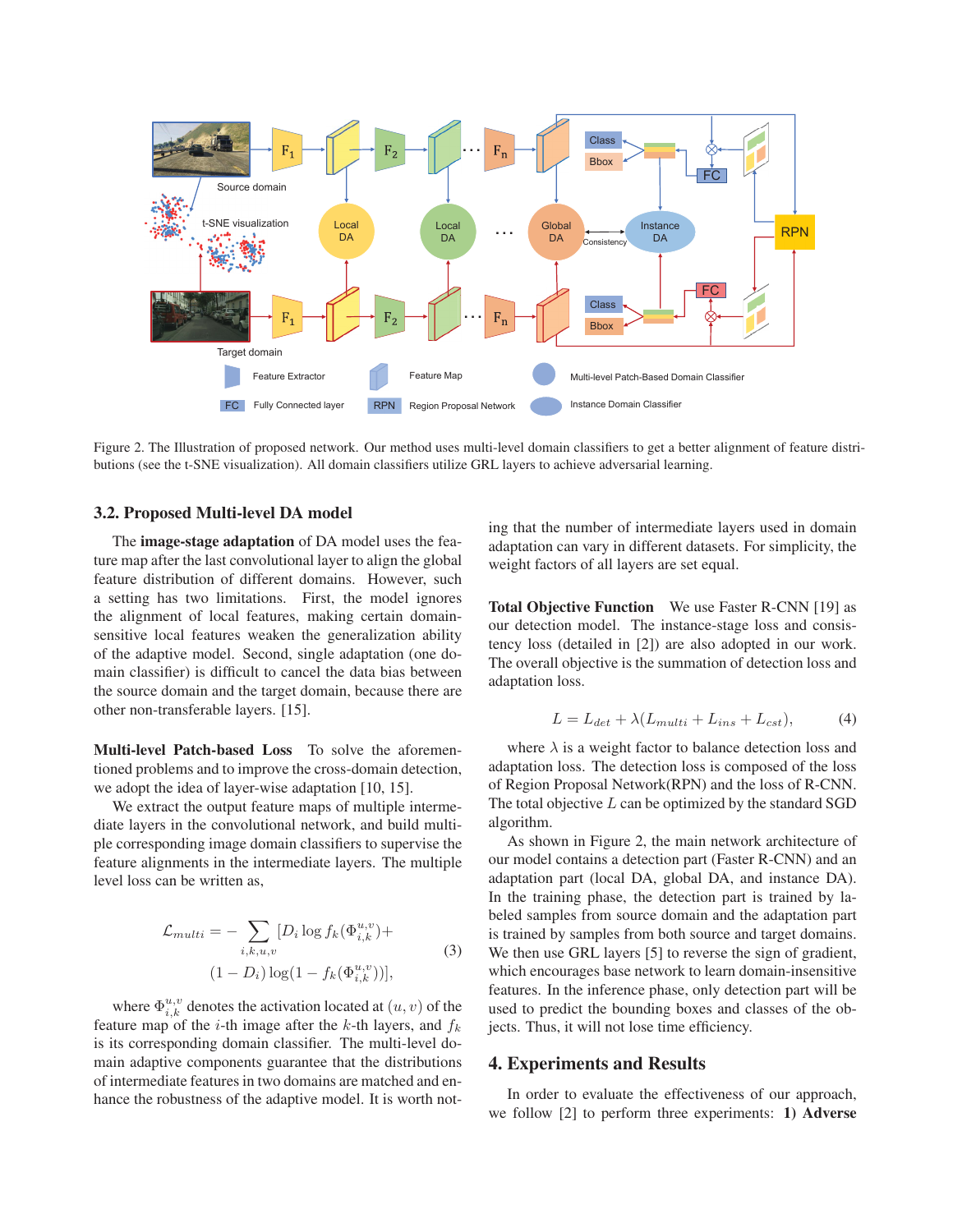Figure 2. The Illustration of proposed network. Our method uses multi-level domain classifiers to get a better alignment of feature distributions (see the t-SNE visualization). All domain classifiers utilize GRL layers to achieve adversarial learning.

### 3.2. Proposed Multi-level DA model

The **image-stage adaptation** of DA model uses the feature map after the last convolutional layer to align the global feature distribution of different domains. However, such a setting has two limitations. First, the model ignores the alignment of local features, making certain domain-sensitive local features weaken the generalization ability of the adaptive model. Second, single adaptation (one domain classifier) is difficult to cancel the data bias between the source domain and the target domain, because there are other non-transferable layers. [15].

**Multi-level Patch-based Loss** To solve the aforementioned problems and to improve the cross-domain detection, we adopt the idea of layer-wise adaptation [10, 15].

We extract the output feature maps of multiple intermediate layers in the convolutional network, and build multiple corresponding image domain classifiers to supervise the feature alignments in the intermediate layers. The multiple level loss can be written as,

$$\mathcal{L}_{multi} = -\sum_{i,k,u,v} [D_i \log f_k(\Phi_{i,k}^{u,v}) + (1 - D_i)\log(1 - f_k(\Phi_{i,k}^{u,v}))], \tag{3}$$

where $\Phi_{i,k}^{u,v}$ denotes the activation located at $(u, v)$ of the feature map of the $i$-th image after the $k$-th layers, and $f_k$ is its corresponding domain classifier. The multi-level domain adaptive components guarantee that the distributions of intermediate features in two domains are matched and enhance the robustness of the adaptive model. It is worth noting that the number of intermediate layers used in domain adaptation can vary in different datasets. For simplicity, the weight factors of all layers are set equal.

**Total Objective Function** We use Faster R-CNN [19] as our detection model. The instance-stage loss and consistency loss (detailed in [2]) are also adopted in our work. The overall objective is the summation of detection loss and adaptation loss.

$$L = L_{det} + \lambda(L_{multi} + L_{ins} + L_{cst}), \tag{4}$$

where $\lambda$ is a weight factor to balance detection loss and adaptation loss. The detection loss is composed of the loss of Region Proposal Network(RPN) and the loss of R-CNN. The total objective $L$ can be optimized by the standard SGD algorithm.

As shown in Figure 2, the main network architecture of our model contains a detection part (Faster R-CNN) and an adaptation part (local DA, global DA, and instance DA). In the training phase, the detection part is trained by labeled samples from source domain and the adaptation part is trained by samples from both source and target domains. We then use GRL layers [5] to reverse the sign of gradient, which encourages base network to learn domain-insensitive features. In the inference phase, only detection part will be used to predict the bounding boxes and classes of the objects. Thus, it will not lose time efficiency.

## 4. Experiments and Results

In order to evaluate the effectiveness of our approach, we follow [2] to perform three experiments: **1) Adverse**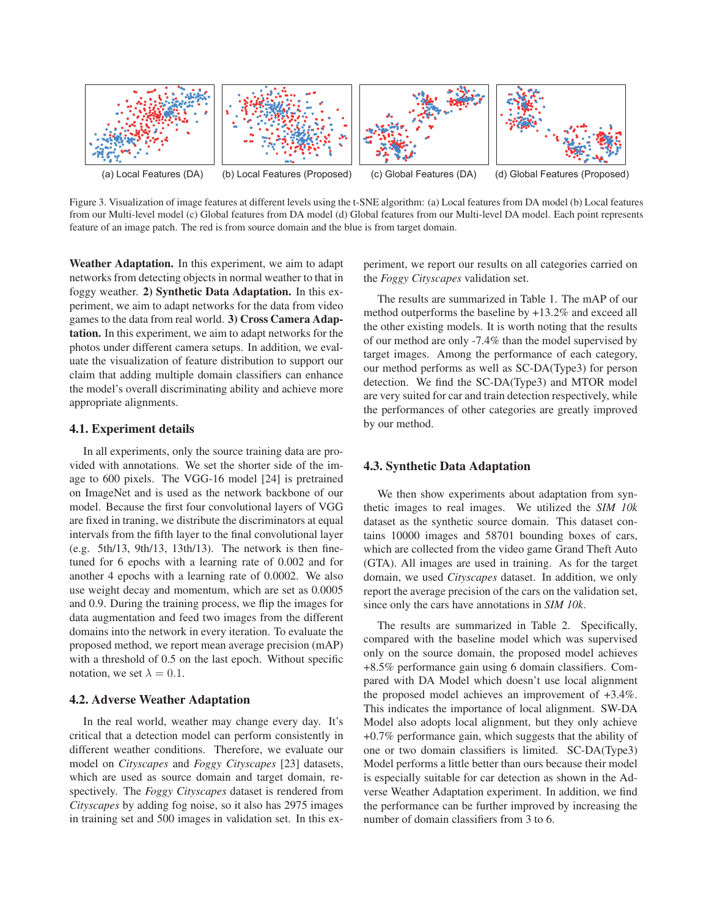(a) Local Features (DA) (b) Local Features (Proposed) (c) Global Features (DA) (d) Global Features (Proposed)

Figure 3. Visualization of image features at different levels using the t-SNE algorithm: (a) Local features from DA model (b) Local features from our Multi-level model (c) Global features from DA model (d) Global features from our Multi-level DA model. Each point represents feature of an image patch. The red is from source domain and the blue is from target domain.

**Weather Adaptation.** In this experiment, we aim to adapt networks from detecting objects in normal weather to that in foggy weather. **2) Synthetic Data Adaptation.** In this experiment, we aim to adapt networks for the data from video games to the data from real world. **3) Cross Camera Adaptation.** In this experiment, we aim to adapt networks for the photos under different camera setups. In addition, we evaluate the visualization of feature distribution to support our claim that adding multiple domain classifiers can enhance the model's overall discriminating ability and achieve more appropriate alignments.

### 4.1. Experiment details

In all experiments, only the source training data are provided with annotations. We set the shorter side of the image to 600 pixels. The VGG-16 model [24] is pretrained on ImageNet and is used as the network backbone of our model. Because the first four convolutional layers of VGG are fixed in traning, we distribute the discriminators at equal intervals from the fifth layer to the final convolutional layer (e.g. 5th/13, 9th/13, 13th/13). The network is then finetuned for 6 epochs with a learning rate of 0.002 and for another 4 epochs with a learning rate of 0.0002. We also use weight decay and momentum, which are set as 0.0005 and 0.9. During the training process, we flip the images for data augmentation and feed two images from the different domains into the network in every iteration. To evaluate the proposed method, we report mean average precision (mAP) with a threshold of 0.5 on the last epoch. Without specific notation, we set $\lambda = 0.1$.

### 4.2. Adverse Weather Adaptation

In the real world, weather may change every day. It's critical that a detection model can perform consistently in different weather conditions. Therefore, we evaluate our model on *Cityscapes* and *Foggy Cityscapes* [23] datasets, which are used as source domain and target domain, respectively. The *Foggy Cityscapes* dataset is rendered from *Cityscapes* by adding fog noise, so it also has 2975 images in training set and 500 images in validation set. In this experiment, we report our results on all categories carried on the *Foggy Cityscapes* validation set.

The results are summarized in Table 1. The mAP of our method outperforms the baseline by +13.2% and exceed all the other existing models. It is worth noting that the results of our method are only -7.4% than the model supervised by target images. Among the performance of each category, our method performs as well as SC-DA(Type3) for person detection. We find the SC-DA(Type3) and MTOR model are very suited for car and train detection respectively, while the performances of other categories are greatly improved by our method.

### 4.3. Synthetic Data Adaptation

We then show experiments about adaptation from synthetic images to real images. We utilized the *SIM 10k* dataset as the synthetic source domain. This dataset contains 10000 images and 58701 bounding boxes of cars, which are collected from the video game Grand Theft Auto (GTA). All images are used in training. As for the target domain, we used *Cityscapes* dataset. In addition, we only report the average precision of the cars on the validation set, since only the cars have annotations in *SIM 10k*.

The results are summarized in Table 2. Specifically, compared with the baseline model which was supervised only on the source domain, the proposed model achieves +8.5% performance gain using 6 domain classifiers. Compared with DA Model which doesn't use local alignment the proposed model achieves an improvement of +3.4%. This indicates the importance of local alignment. SW-DA Model also adopts local alignment, but they only achieve +0.7% performance gain, which suggests that the ability of one or two domain classifiers is limited. SC-DA(Type3) Model performs a little better than ours because their model is especially suitable for car detection as shown in the Adverse Weather Adaptation experiment. In addition, we find the performance can be further improved by increasing the number of domain classifiers from 3 to 6.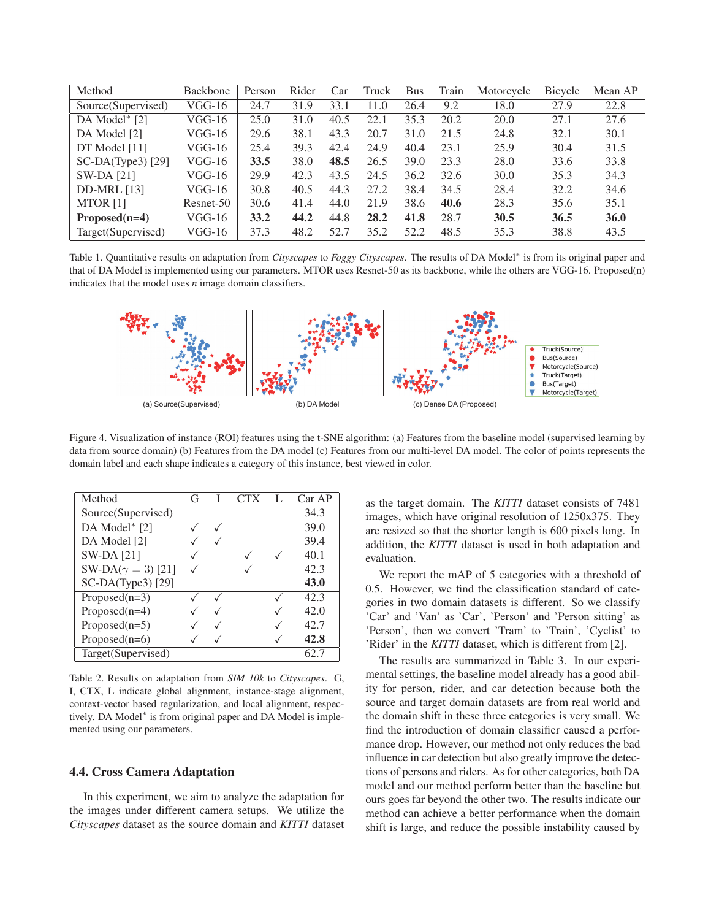| Method | Backbone | Person | Rider | Car | Truck | Bus | Train | Motorcycle | Bicycle | Mean AP |
|---|---|---|---|---|---|---|---|---|---|---|
| Source(Supervised) | VGG-16 | 24.7 | 31.9 | 33.1 | 11.0 | 26.4 | 9.2 | 18.0 | 27.9 | 22.8 |
| DA Model* [2] | VGG-16 | 25.0 | 31.0 | 40.5 | 22.1 | 35.3 | 20.2 | 20.0 | 27.1 | 27.6 |
| DA Model [2] | VGG-16 | 29.6 | 38.1 | 43.3 | 20.7 | 31.0 | 21.5 | 24.8 | 32.1 | 30.1 |
| DT Model [11] | VGG-16 | 25.4 | 39.3 | 42.4 | 24.9 | 40.4 | 23.1 | 25.9 | 30.4 | 31.5 |
| SC-DA(Type3) [29] | VGG-16 | **33.5** | 38.0 | **48.5** | 26.5 | 39.0 | 23.3 | 28.0 | 33.6 | 33.8 |
| SW-DA [21] | VGG-16 | 29.9 | 42.3 | 43.5 | 24.5 | 36.2 | 32.6 | 30.0 | 35.3 | 34.3 |
| DD-MRL [13] | VGG-16 | 30.8 | 40.5 | 44.3 | 27.2 | 38.4 | 34.5 | 28.4 | 32.2 | 34.6 |
| MTOR [1] | Resnet-50 | 30.6 | 41.4 | 44.0 | 21.9 | 38.6 | **40.6** | 28.3 | 35.6 | 35.1 |
| **Proposed(n=4)** | VGG-16 | **33.2** | **44.2** | 44.8 | **28.2** | **41.8** | 28.7 | **30.5** | **36.5** | **36.0** |
| Target(Supervised) | VGG-16 | 37.3 | 48.2 | 52.7 | 35.2 | 52.2 | 48.5 | 35.3 | 38.8 | 43.5 |

Table 1. Quantitative results on adaptation from *Cityscapes* to *Foggy Cityscapes*. The results of DA Model* is from its original paper and that of DA Model is implemented using our parameters. MTOR uses Resnet-50 as its backbone, while the others are VGG-16. Proposed(n) indicates that the model uses *n* image domain classifiers.

Figure 4. Visualization of instance (ROI) features using the t-SNE algorithm: (a) Features from the baseline model (supervised learning by data from source domain) (b) Features from the DA model (c) Features from our multi-level DA model. The color of points represents the domain label and each shape indicates a category of this instance, best viewed in color.

| Method | G | I | CTX | L | Car AP |
|---|---|---|---|---|---|
| Source(Supervised) | | | | | 34.3 |
| DA Model* [2] | ✓ | ✓ | | | 39.0 |
| DA Model [2] | ✓ | ✓ | | | 39.4 |
| SW-DA [21] | ✓ | | ✓ | ✓ | 40.1 |
| SW-DA($\gamma = 3$) [21] | ✓ | | ✓ | | 42.3 |
| SC-DA(Type3) [29] | | | | | **43.0** |
| Proposed(n=3) | ✓ | ✓ | | ✓ | 42.3 |
| Proposed(n=4) | ✓ | ✓ | | ✓ | 42.0 |
| Proposed(n=5) | ✓ | ✓ | | ✓ | 42.7 |
| Proposed(n=6) | ✓ | ✓ | | ✓ | **42.8** |
| Target(Supervised) | | | | | 62.7 |

Table 2. Results on adaptation from *SIM 10k* to *Cityscapes*. G, I, CTX, L indicate global alignment, instance-stage alignment, context-vector based regularization, and local alignment, respectively. DA Model* is from original paper and DA Model is implemented using our parameters.

### 4.4. Cross Camera Adaptation

In this experiment, we aim to analyze the adaptation for the images under different camera setups. We utilize the *Cityscapes* dataset as the source domain and *KITTI* dataset as the target domain. The *KITTI* dataset consists of 7481 images, which have original resolution of 1250x375. They are resized so that the shorter length is 600 pixels long. In addition, the *KITTI* dataset is used in both adaptation and evaluation.

We report the mAP of 5 categories with a threshold of 0.5. However, we find the classification standard of categories in two domain datasets is different. So we classify 'Car' and 'Van' as 'Car', 'Person' and 'Person sitting' as 'Person', then we convert 'Tram' to 'Train', 'Cyclist' to 'Rider' in the *KITTI* dataset, which is different from [2].

The results are summarized in Table 3. In our experimental settings, the baseline model already has a good ability for person, rider, and car detection because both the source and target domain datasets are from real world and the domain shift in these three categories is very small. We find the introduction of domain classifier caused a performance drop. However, our method not only reduces the bad influence in car detection but also greatly improve the detections of persons and riders. As for other categories, both DA model and our method perform better than the baseline but ours goes far beyond the other two. The results indicate our method can achieve a better performance when the domain shift is large, and reduce the possible instability caused by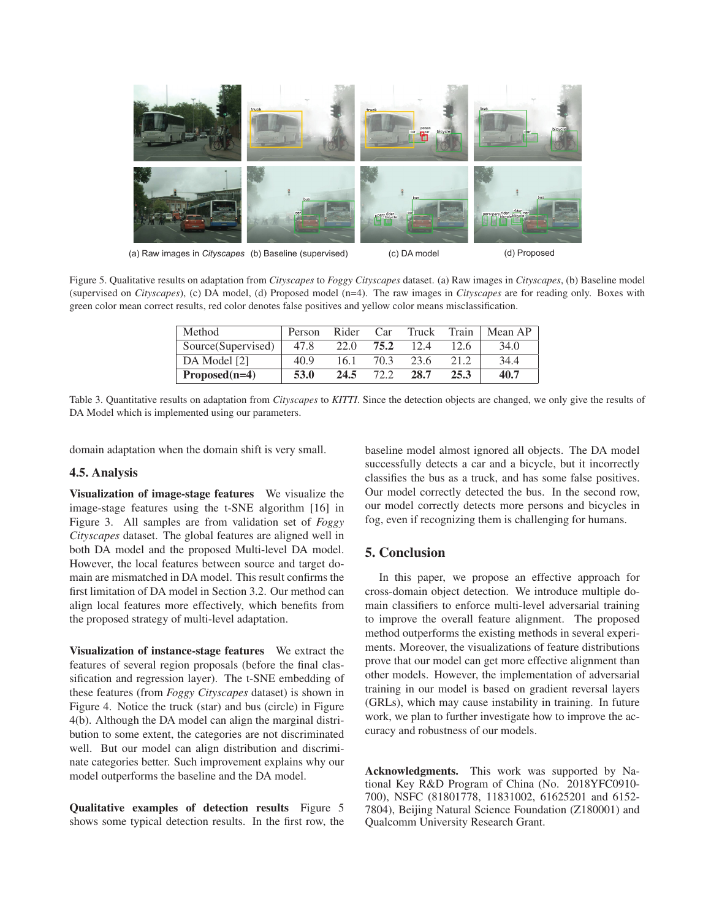(a) Raw images in *Cityscapes* (b) Baseline (supervised) (c) DA model (d) Proposed

Figure 5. Qualitative results on adaptation from *Cityscapes* to *Foggy Cityscapes* dataset. (a) Raw images in *Cityscapes*, (b) Baseline model (supervised on *Cityscapes*), (c) DA model, (d) Proposed model (n=4). The raw images in *Cityscapes* are for reading only. Boxes with green color mean correct results, red color denotes false positives and yellow color means misclassification.

| Method | Person | Rider | Car | Truck | Train | Mean AP |
|---|---|---|---|---|---|---|
| Source(Supervised) | 47.8 | 22.0 | **75.2** | 12.4 | 12.6 | 34.0 |
| DA Model [2] | 40.9 | 16.1 | 70.3 | 23.6 | 21.2 | 34.4 |
| **Proposed(n=4)** | **53.0** | **24.5** | 72.2 | **28.7** | **25.3** | **40.7** |

Table 3. Quantitative results on adaptation from *Cityscapes* to *KITTI*. Since the detection objects are changed, we only give the results of DA Model which is implemented using our parameters.

domain adaptation when the domain shift is very small.

### 4.5. Analysis

**Visualization of image-stage features** We visualize the image-stage features using the t-SNE algorithm [16] in Figure 3. All samples are from validation set of *Foggy Cityscapes* dataset. The global features are aligned well in both DA model and the proposed Multi-level DA model. However, the local features between source and target domain are mismatched in DA model. This result confirms the first limitation of DA model in Section 3.2. Our method can align local features more effectively, which benefits from the proposed strategy of multi-level adaptation.

**Visualization of instance-stage features** We extract the features of several region proposals (before the final classification and regression layer). The t-SNE embedding of these features (from *Foggy Cityscapes* dataset) is shown in Figure 4. Notice the truck (star) and bus (circle) in Figure 4(b). Although the DA model can align the marginal distribution to some extent, the categories are not discriminated well. But our model can align distribution and discriminate categories better. Such improvement explains why our model outperforms the baseline and the DA model.

**Qualitative examples of detection results** Figure 5 shows some typical detection results. In the first row, the baseline model almost ignored all objects. The DA model successfully detects a car and a bicycle, but it incorrectly classifies the bus as a truck, and has some false positives. Our model correctly detected the bus. In the second row, our model correctly detects more persons and bicycles in fog, even if recognizing them is challenging for humans.

## 5. Conclusion

In this paper, we propose an effective approach for cross-domain object detection. We introduce multiple domain classifiers to enforce multi-level adversarial training to improve the overall feature alignment. The proposed method outperforms the existing methods in several experiments. Moreover, the visualizations of feature distributions prove that our model can get more effective alignment than other models. However, the implementation of adversarial training in our model is based on gradient reversal layers (GRLs), which may cause instability in training. In future work, we plan to further investigate how to improve the accuracy and robustness of our models.

**Acknowledgments.** This work was supported by National Key R&D Program of China (No. 2018YFC0910700), NSFC (81801778, 11831002, 61625201 and 61527804), Beijing Natural Science Foundation (Z180001) and Qualcomm University Research Grant.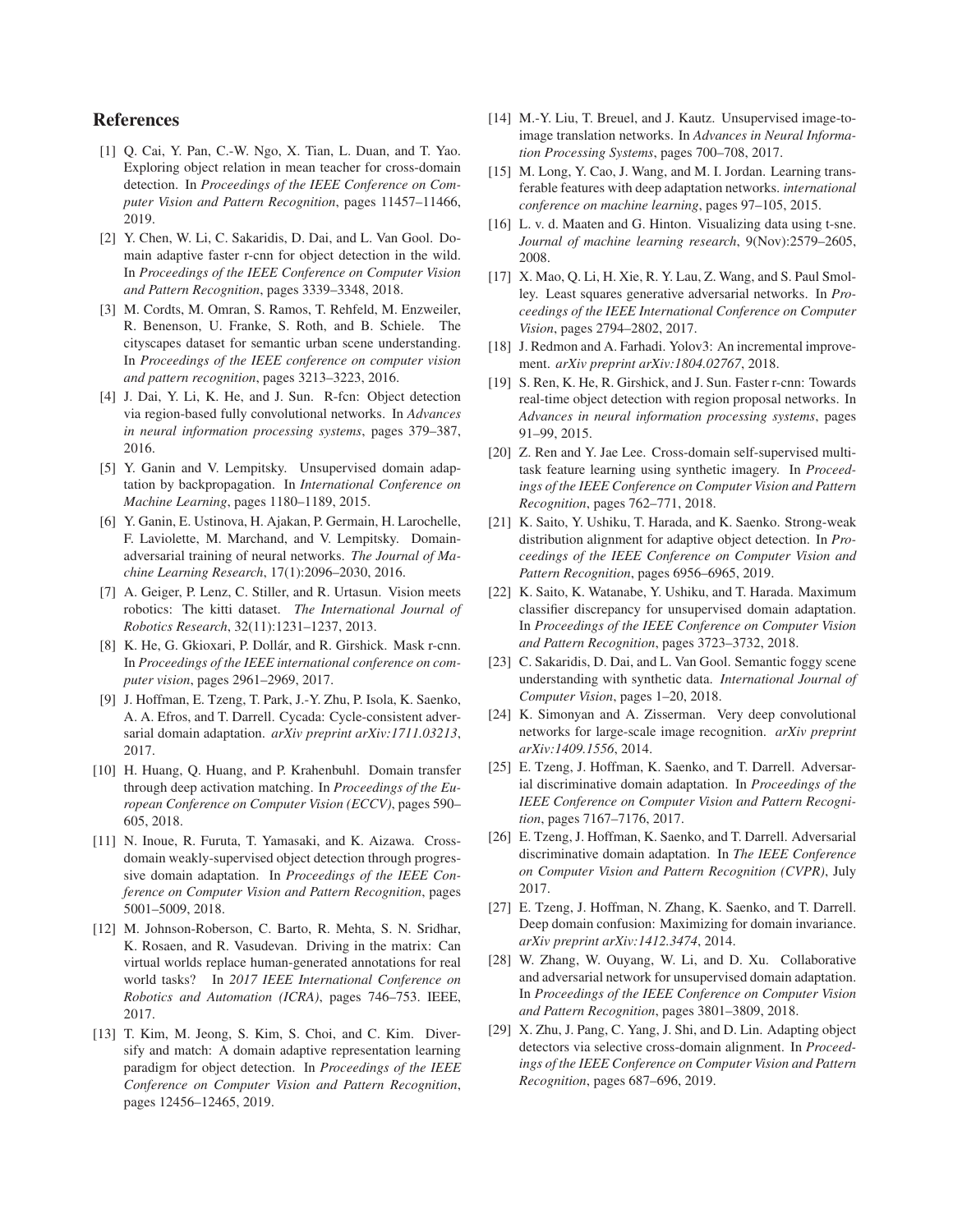## References

[1] Q. Cai, Y. Pan, C.-W. Ngo, X. Tian, L. Duan, and T. Yao. Exploring object relation in mean teacher for cross-domain detection. In *Proceedings of the IEEE Conference on Computer Vision and Pattern Recognition*, pages 11457–11466, 2019.

[2] Y. Chen, W. Li, C. Sakaridis, D. Dai, and L. Van Gool. Domain adaptive faster r-cnn for object detection in the wild. In *Proceedings of the IEEE Conference on Computer Vision and Pattern Recognition*, pages 3339–3348, 2018.

[3] M. Cordts, M. Omran, S. Ramos, T. Rehfeld, M. Enzweiler, R. Benenson, U. Franke, S. Roth, and B. Schiele. The cityscapes dataset for semantic urban scene understanding. In *Proceedings of the IEEE conference on computer vision and pattern recognition*, pages 3213–3223, 2016.

[4] J. Dai, Y. Li, K. He, and J. Sun. R-fcn: Object detection via region-based fully convolutional networks. In *Advances in neural information processing systems*, pages 379–387, 2016.

[5] Y. Ganin and V. Lempitsky. Unsupervised domain adaptation by backpropagation. In *International Conference on Machine Learning*, pages 1180–1189, 2015.

[6] Y. Ganin, E. Ustinova, H. Ajakan, P. Germain, H. Larochelle, F. Laviolette, M. Marchand, and V. Lempitsky. Domain-adversarial training of neural networks. *The Journal of Machine Learning Research*, 17(1):2096–2030, 2016.

[7] A. Geiger, P. Lenz, C. Stiller, and R. Urtasun. Vision meets robotics: The kitti dataset. *The International Journal of Robotics Research*, 32(11):1231–1237, 2013.

[8] K. He, G. Gkioxari, P. Dollár, and R. Girshick. Mask r-cnn. In *Proceedings of the IEEE international conference on computer vision*, pages 2961–2969, 2017.

[9] J. Hoffman, E. Tzeng, T. Park, J.-Y. Zhu, P. Isola, K. Saenko, A. A. Efros, and T. Darrell. Cycada: Cycle-consistent adversarial domain adaptation. *arXiv preprint arXiv:1711.03213*, 2017.

[10] H. Huang, Q. Huang, and P. Krahenbuhl. Domain transfer through deep activation matching. In *Proceedings of the European Conference on Computer Vision (ECCV)*, pages 590–605, 2018.

[11] N. Inoue, R. Furuta, T. Yamasaki, and K. Aizawa. Cross-domain weakly-supervised object detection through progressive domain adaptation. In *Proceedings of the IEEE Conference on Computer Vision and Pattern Recognition*, pages 5001–5009, 2018.

[12] M. Johnson-Roberson, C. Barto, R. Mehta, S. N. Sridhar, K. Rosaen, and R. Vasudevan. Driving in the matrix: Can virtual worlds replace human-generated annotations for real world tasks? In *2017 IEEE International Conference on Robotics and Automation (ICRA)*, pages 746–753. IEEE, 2017.

[13] T. Kim, M. Jeong, S. Kim, S. Choi, and C. Kim. Diversify and match: A domain adaptive representation learning paradigm for object detection. In *Proceedings of the IEEE Conference on Computer Vision and Pattern Recognition*, pages 12456–12465, 2019.

[14] M.-Y. Liu, T. Breuel, and J. Kautz. Unsupervised image-to-image translation networks. In *Advances in Neural Information Processing Systems*, pages 700–708, 2017.

[15] M. Long, Y. Cao, J. Wang, and M. I. Jordan. Learning transferable features with deep adaptation networks. *international conference on machine learning*, pages 97–105, 2015.

[16] L. v. d. Maaten and G. Hinton. Visualizing data using t-sne. *Journal of machine learning research*, 9(Nov):2579–2605, 2008.

[17] X. Mao, Q. Li, H. Xie, R. Y. Lau, Z. Wang, and S. Paul Smolley. Least squares generative adversarial networks. In *Proceedings of the IEEE International Conference on Computer Vision*, pages 2794–2802, 2017.

[18] J. Redmon and A. Farhadi. Yolov3: An incremental improvement. *arXiv preprint arXiv:1804.02767*, 2018.

[19] S. Ren, K. He, R. Girshick, and J. Sun. Faster r-cnn: Towards real-time object detection with region proposal networks. In *Advances in neural information processing systems*, pages 91–99, 2015.

[20] Z. Ren and Y. Jae Lee. Cross-domain self-supervised multi-task feature learning using synthetic imagery. In *Proceedings of the IEEE Conference on Computer Vision and Pattern Recognition*, pages 762–771, 2018.

[21] K. Saito, Y. Ushiku, T. Harada, and K. Saenko. Strong-weak distribution alignment for adaptive object detection. In *Proceedings of the IEEE Conference on Computer Vision and Pattern Recognition*, pages 6956–6965, 2019.

[22] K. Saito, K. Watanabe, Y. Ushiku, and T. Harada. Maximum classifier discrepancy for unsupervised domain adaptation. In *Proceedings of the IEEE Conference on Computer Vision and Pattern Recognition*, pages 3723–3732, 2018.

[23] C. Sakaridis, D. Dai, and L. Van Gool. Semantic foggy scene understanding with synthetic data. *International Journal of Computer Vision*, pages 1–20, 2018.

[24] K. Simonyan and A. Zisserman. Very deep convolutional networks for large-scale image recognition. *arXiv preprint arXiv:1409.1556*, 2014.

[25] E. Tzeng, J. Hoffman, K. Saenko, and T. Darrell. Adversarial discriminative domain adaptation. In *Proceedings of the IEEE Conference on Computer Vision and Pattern Recognition*, pages 7167–7176, 2017.

[26] E. Tzeng, J. Hoffman, K. Saenko, and T. Darrell. Adversarial discriminative domain adaptation. In *The IEEE Conference on Computer Vision and Pattern Recognition (CVPR)*, July 2017.

[27] E. Tzeng, J. Hoffman, N. Zhang, K. Saenko, and T. Darrell. Deep domain confusion: Maximizing for domain invariance. *arXiv preprint arXiv:1412.3474*, 2014.

[28] W. Zhang, W. Ouyang, W. Li, and D. Xu. Collaborative and adversarial network for unsupervised domain adaptation. In *Proceedings of the IEEE Conference on Computer Vision and Pattern Recognition*, pages 3801–3809, 2018.

[29] X. Zhu, J. Pang, C. Yang, J. Shi, and D. Lin. Adapting object detectors via selective cross-domain alignment. In *Proceedings of the IEEE Conference on Computer Vision and Pattern Recognition*, pages 687–696, 2019.